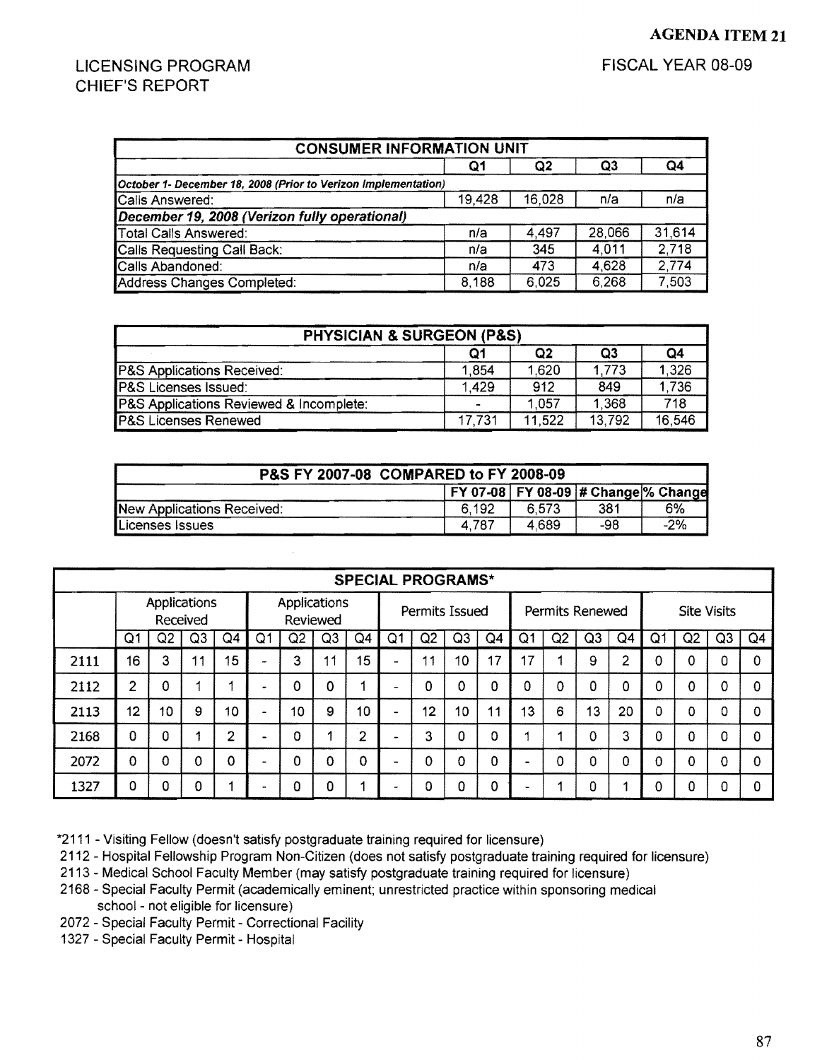**AGENDA ITEM 21**

LICENSING PROGRAM
CHIEF'S REPORT

FISCAL YEAR 08-09

| CONSUMER INFORMATION UNIT | | | | |
|---|---|---|---|---|
| | Q1 | Q2 | Q3 | Q4 |
| *October 1- December 18, 2008 (Prior to Verizon Implementation)* | | | | |
| Calls Answered: | 19,428 | 16,028 | n/a | n/a |
| ***December 19, 2008 (Verizon fully operational)*** | | | | |
| Total Calls Answered: | n/a | 4,497 | 28,066 | 31,614 |
| Calls Requesting Call Back: | n/a | 345 | 4,011 | 2,718 |
| Calls Abandoned: | n/a | 473 | 4,628 | 2,774 |
| Address Changes Completed: | 8,188 | 6,025 | 6,268 | 7,503 |

| PHYSICIAN & SURGEON (P&S) | | | | |
|---|---|---|---|---|
| | Q1 | Q2 | Q3 | Q4 |
| P&S Applications Received: | 1,854 | 1,620 | 1,773 | 1,326 |
| P&S Licenses Issued: | 1,429 | 912 | 849 | 1,736 |
| P&S Applications Reviewed & Incomplete: | - | 1,057 | 1,368 | 718 |
| P&S Licenses Renewed | 17,731 | 11,522 | 13,792 | 16,546 |

| P&S FY 2007-08 COMPARED to FY 2008-09 | | | | |
|---|---|---|---|---|
| | FY 07-08 | FY 08-09 | # Change | % Change |
| New Applications Received: | 6,192 | 6,573 | 381 | 6% |
| Licenses Issues | 4,787 | 4,689 | -98 | -2% |

| SPECIAL PROGRAMS* | | | | | | | | | | | | | | | | | | | | |
|---|---|---|---|---|---|---|---|---|---|---|---|---|---|---|---|---|---|---|---|---|
| | Applications Received | | | | Applications Reviewed | | | | Permits Issued | | | | Permits Renewed | | | | Site Visits | | | |
| | Q1 | Q2 | Q3 | Q4 | Q1 | Q2 | Q3 | Q4 | Q1 | Q2 | Q3 | Q4 | Q1 | Q2 | Q3 | Q4 | Q1 | Q2 | Q3 | Q4 |
| 2111 | 16 | 3 | 11 | 15 | - | 3 | 11 | 15 | - | 11 | 10 | 17 | 17 | 1 | 9 | 2 | 0 | 0 | 0 | 0 |
| 2112 | 2 | 0 | 1 | 1 | - | 0 | 0 | 1 | - | 0 | 0 | 0 | 0 | 0 | 0 | 0 | 0 | 0 | 0 | 0 |
| 2113 | 12 | 10 | 9 | 10 | - | 10 | 9 | 10 | - | 12 | 10 | 11 | 13 | 6 | 13 | 20 | 0 | 0 | 0 | 0 |
| 2168 | 0 | 0 | 1 | 2 | - | 0 | 1 | 2 | - | 3 | 0 | 0 | 1 | 1 | 0 | 3 | 0 | 0 | 0 | 0 |
| 2072 | 0 | 0 | 0 | 0 | - | 0 | 0 | 0 | - | 0 | 0 | 0 | - | 0 | 0 | 0 | 0 | 0 | 0 | 0 |
| 1327 | 0 | 0 | 0 | 1 | - | 0 | 0 | 1 | - | 0 | 0 | 0 | - | 1 | 0 | 1 | 0 | 0 | 0 | 0 |

*2111 - Visiting Fellow (doesn't satisfy postgraduate training required for licensure)
2112 - Hospital Fellowship Program Non-Citizen (does not satisfy postgraduate training required for licensure)
2113 - Medical School Faculty Member (may satisfy postgraduate training required for licensure)
2168 - Special Faculty Permit (academically eminent; unrestricted practice within sponsoring medical school - not eligible for licensure)
2072 - Special Faculty Permit - Correctional Facility
1327 - Special Faculty Permit - Hospital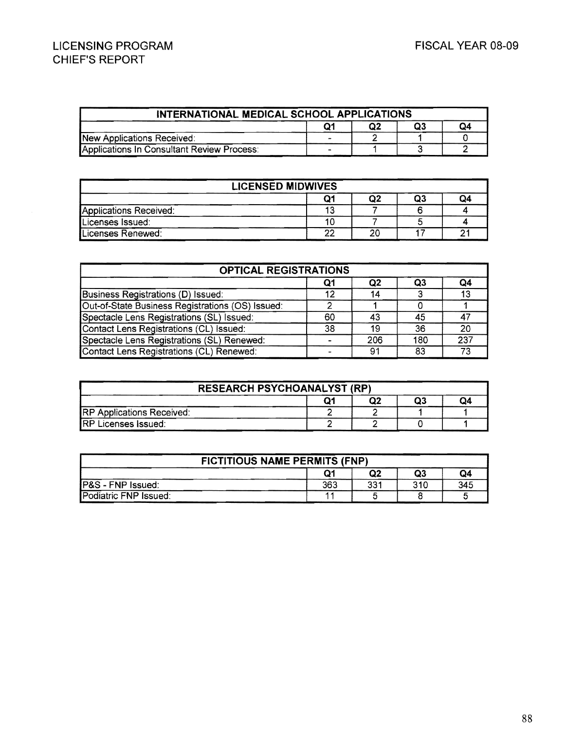LICENSING PROGRAM
CHIEF'S REPORT

FISCAL YEAR 08-09

| INTERNATIONAL MEDICAL SCHOOL APPLICATIONS | | | | |
|---|---|---|---|---|
| | Q1 | Q2 | Q3 | Q4 |
| New Applications Received: | - | 2 | 1 | 0 |
| Applications In Consultant Review Process: | - | 1 | 3 | 2 |

| LICENSED MIDWIVES | | | | |
|---|---|---|---|---|
| | Q1 | Q2 | Q3 | Q4 |
| Applications Received: | 13 | 7 | 6 | 4 |
| Licenses Issued: | 10 | 7 | 5 | 4 |
| Licenses Renewed: | 22 | 20 | 17 | 21 |

| OPTICAL REGISTRATIONS | | | | |
|---|---|---|---|---|
| | Q1 | Q2 | Q3 | Q4 |
| Business Registrations (D) Issued: | 12 | 14 | 3 | 13 |
| Out-of-State Business Registrations (OS) Issued: | 2 | 1 | 0 | 1 |
| Spectacle Lens Registrations (SL) Issued: | 60 | 43 | 45 | 47 |
| Contact Lens Registrations (CL) Issued: | 38 | 19 | 36 | 20 |
| Spectacle Lens Registrations (SL) Renewed: | - | 206 | 180 | 237 |
| Contact Lens Registrations (CL) Renewed: | - | 91 | 83 | 73 |

| RESEARCH PSYCHOANALYST (RP) | | | | |
|---|---|---|---|---|
| | Q1 | Q2 | Q3 | Q4 |
| RP Applications Received: | 2 | 2 | 1 | 1 |
| RP Licenses Issued: | 2 | 2 | 0 | 1 |

| FICTITIOUS NAME PERMITS (FNP) | | | | |
|---|---|---|---|---|
| | Q1 | Q2 | Q3 | Q4 |
| P&S - FNP Issued: | 363 | 331 | 310 | 345 |
| Podiatric FNP Issued: | 11 | 5 | 8 | 5 |